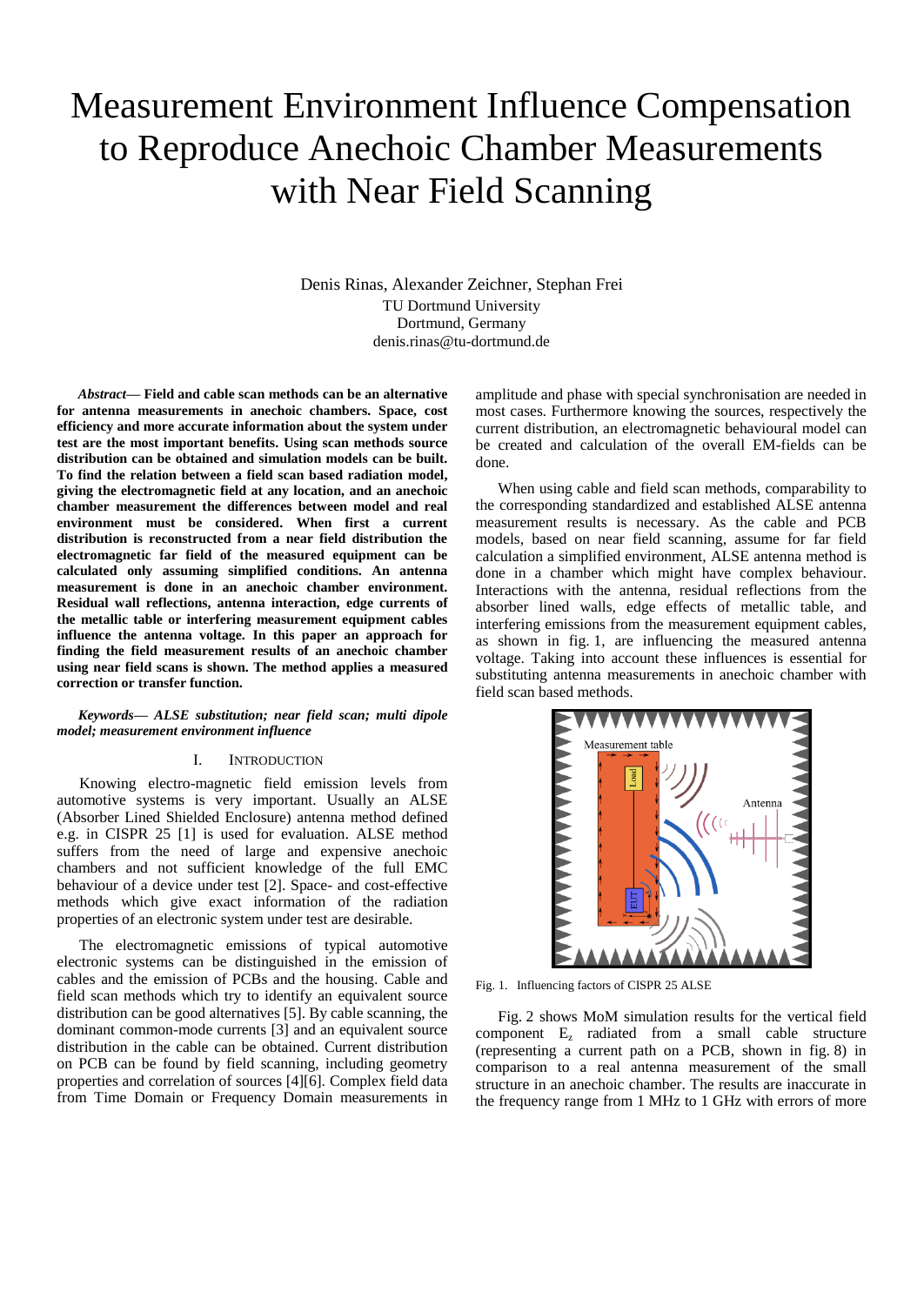# Measurement Environment Influence Compensation to Reproduce Anechoic Chamber Measurements with Near Field Scanning

Denis Rinas, Alexander Zeichner, Stephan Frei
TU Dortmund University
Dortmund, Germany
denis.rinas@tu-dortmund.de

***Abstract*— Field and cable scan methods can be an alternative for antenna measurements in anechoic chambers. Space, cost efficiency and more accurate information about the system under test are the most important benefits. Using scan methods source distribution can be obtained and simulation models can be built. To find the relation between a field scan based radiation model, giving the electromagnetic field at any location, and an anechoic chamber measurement the differences between model and real environment must be considered. When first a current distribution is reconstructed from a near field distribution the electromagnetic far field of the measured equipment can be calculated only assuming simplified conditions. An antenna measurement is done in an anechoic chamber environment. Residual wall reflections, antenna interaction, edge currents of the metallic table or interfering measurement equipment cables influence the antenna voltage. In this paper an approach for finding the field measurement results of an anechoic chamber using near field scans is shown. The method applies a measured correction or transfer function.**

***Keywords*— *ALSE substitution; near field scan; multi dipole model; measurement environment influence***

## I. Introduction

Knowing electro-magnetic field emission levels from automotive systems is very important. Usually an ALSE (Absorber Lined Shielded Enclosure) antenna method defined e.g. in CISPR 25 [1] is used for evaluation. ALSE method suffers from the need of large and expensive anechoic chambers and not sufficient knowledge of the full EMC behaviour of a device under test [2]. Space- and cost-effective methods which give exact information of the radiation properties of an electronic system under test are desirable.

The electromagnetic emissions of typical automotive electronic systems can be distinguished in the emission of cables and the emission of PCBs and the housing. Cable and field scan methods which try to identify an equivalent source distribution can be good alternatives [5]. By cable scanning, the dominant common-mode currents [3] and an equivalent source distribution in the cable can be obtained. Current distribution on PCB can be found by field scanning, including geometry properties and correlation of sources [4][6]. Complex field data from Time Domain or Frequency Domain measurements in amplitude and phase with special synchronisation are needed in most cases. Furthermore knowing the sources, respectively the current distribution, an electromagnetic behavioural model can be created and calculation of the overall EM-fields can be done.

When using cable and field scan methods, comparability to the corresponding standardized and established ALSE antenna measurement results is necessary. As the cable and PCB models, based on near field scanning, assume for far field calculation a simplified environment, ALSE antenna method is done in a chamber which might have complex behaviour. Interactions with the antenna, residual reflections from the absorber lined walls, edge effects of metallic table, and interfering emissions from the measurement equipment cables, as shown in fig. 1, are influencing the measured antenna voltage. Taking into account these influences is essential for substituting antenna measurements in anechoic chamber with field scan based methods.

Fig. 1. Influencing factors of CISPR 25 ALSE

Fig. 2 shows MoM simulation results for the vertical field component $E_z$ radiated from a small cable structure (representing a current path on a PCB, shown in fig. 8) in comparison to a real antenna measurement of the small structure in an anechoic chamber. The results are inaccurate in the frequency range from 1 MHz to 1 GHz with errors of more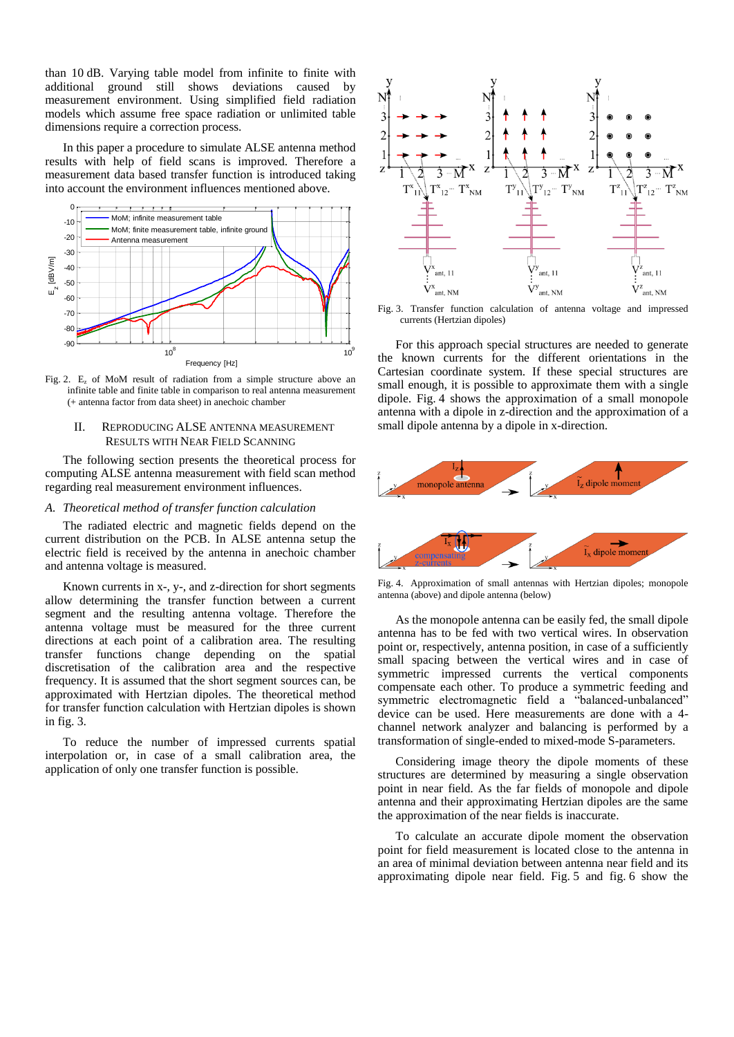than 10 dB. Varying table model from infinite to finite with additional ground still shows deviations caused by measurement environment. Using simplified field radiation models which assume free space radiation or unlimited table dimensions require a correction process.

In this paper a procedure to simulate ALSE antenna method results with help of field scans is improved. Therefore a measurement data based transfer function is introduced taking into account the environment influences mentioned above.

Fig. 2. $E_z$ of MoM result of radiation from a simple structure above an infinite table and finite table in comparison to real antenna measurement (+ antenna factor from data sheet) in anechoic chamber

## II. Reproducing ALSE Antenna Measurement Results with Near Field Scanning

The following section presents the theoretical process for computing ALSE antenna measurement with field scan method regarding real measurement environment influences.

### *A. Theoretical method of transfer function calculation*

The radiated electric and magnetic fields depend on the current distribution on the PCB. In ALSE antenna setup the electric field is received by the antenna in anechoic chamber and antenna voltage is measured.

Known currents in x-, y-, and z-direction for short segments allow determining the transfer function between a current segment and the resulting antenna voltage. Therefore the antenna voltage must be measured for the three current directions at each point of a calibration area. The resulting transfer functions change depending on the spatial discretisation of the calibration area and the respective frequency. It is assumed that the short segment sources can, be approximated with Hertzian dipoles. The theoretical method for transfer function calculation with Hertzian dipoles is shown in fig. 3.

To reduce the number of impressed currents spatial interpolation or, in case of a small calibration area, the application of only one transfer function is possible.

Fig. 3. Transfer function calculation of antenna voltage and impressed currents (Hertzian dipoles)

For this approach special structures are needed to generate the known currents for the different orientations in the Cartesian coordinate system. If these special structures are small enough, it is possible to approximate them with a single dipole. Fig. 4 shows the approximation of a small monopole antenna with a dipole in z-direction and the approximation of a small dipole antenna by a dipole in x-direction.

Fig. 4. Approximation of small antennas with Hertzian dipoles; monopole antenna (above) and dipole antenna (below)

As the monopole antenna can be easily fed, the small dipole antenna has to be fed with two vertical wires. In observation point or, respectively, antenna position, in case of a sufficiently small spacing between the vertical wires and in case of symmetric impressed currents the vertical components compensate each other. To produce a symmetric feeding and symmetric electromagnetic field a "balanced-unbalanced" device can be used. Here measurements are done with a 4-channel network analyzer and balancing is performed by a transformation of single-ended to mixed-mode S-parameters.

Considering image theory the dipole moments of these structures are determined by measuring a single observation point in near field. As the far fields of monopole and dipole antenna and their approximating Hertzian dipoles are the same the approximation of the near fields is inaccurate.

To calculate an accurate dipole moment the observation point for field measurement is located close to the antenna in an area of minimal deviation between antenna near field and its approximating dipole near field. Fig. 5 and fig. 6 show the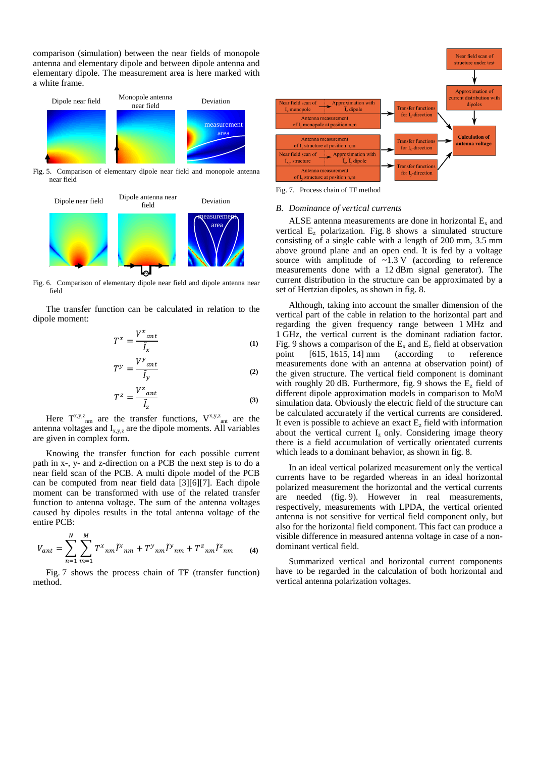comparison (simulation) between the near fields of monopole antenna and elementary dipole and between dipole antenna and elementary dipole. The measurement area is here marked with a white frame.

Fig. 5. Comparison of elementary dipole near field and monopole antenna near field

Fig. 6. Comparison of elementary dipole near field and dipole antenna near field

The transfer function can be calculated in relation to the dipole moment:

$$T^x = \frac{V^x{}_{ant}}{\tilde{I}_x} \quad (1)$$

$$T^y = \frac{V^y{}_{ant}}{\tilde{I}_y} \quad (2)$$

$$T^z = \frac{V^z{}_{ant}}{\tilde{I}_z} \quad (3)$$

Here $T^{x,y,z}{}_{nm}$ are the transfer functions, $V^{x,y,z}{}_{ant}$ are the antenna voltages and $I_{x,y,z}$ are the dipole moments. All variables are given in complex form.

Knowing the transfer function for each possible current path in x-, y- and z-direction on a PCB the next step is to do a near field scan of the PCB. A multi dipole model of the PCB can be computed from near field data [3][6][7]. Each dipole moment can be transformed with use of the related transfer function to antenna voltage. The sum of the antenna voltages caused by dipoles results in the total antenna voltage of the entire PCB:

$$V_{ant} = \sum_{n=1}^{N} \sum_{m=1}^{M} T^x{}_{nm}\tilde{I}^x{}_{nm} + T^y{}_{nm}\tilde{I}^y{}_{nm} + T^z{}_{nm}\tilde{I}^z{}_{nm} \quad (4)$$

Fig. 7 shows the process chain of TF (transfer function) method.

Fig. 7. Process chain of TF method

## B. Dominance of vertical currents

ALSE antenna measurements are done in horizontal $E_x$ and vertical $E_z$ polarization. Fig. 8 shows a simulated structure consisting of a single cable with a length of 200 mm, 3.5 mm above ground plane and an open end. It is fed by a voltage source with amplitude of ~1.3 V (according to reference measurements done with a 12 dBm signal generator). The current distribution in the structure can be approximated by a set of Hertzian dipoles, as shown in fig. 8.

Although, taking into account the smaller dimension of the vertical part of the cable in relation to the horizontal part and regarding the given frequency range between 1 MHz and 1 GHz, the vertical current is the dominant radiation factor. Fig. 9 shows a comparison of the $E_x$ and $E_z$ field at observation point [615, 1615, 14] mm (according to reference measurements done with an antenna at observation point) of the given structure. The vertical field component is dominant with roughly 20 dB. Furthermore, fig. 9 shows the $E_z$ field of different dipole approximation models in comparison to MoM simulation data. Obviously the electric field of the structure can be calculated accurately if the vertical currents are considered. It even is possible to achieve an exact $E_z$ field with information about the vertical current $I_z$ only. Considering image theory there is a field accumulation of vertically orientated currents which leads to a dominant behavior, as shown in fig. 8.

In an ideal vertical polarized measurement only the vertical currents have to be regarded whereas in an ideal horizontal polarized measurement the horizontal and the vertical currents are needed (fig. 9). However in real measurements, respectively, measurements with LPDA, the vertical oriented antenna is not sensitive for vertical field component only, but also for the horizontal field component. This fact can produce a visible difference in measured antenna voltage in case of a non-dominant vertical field.

Summarized vertical and horizontal current components have to be regarded in the calculation of both horizontal and vertical antenna polarization voltages.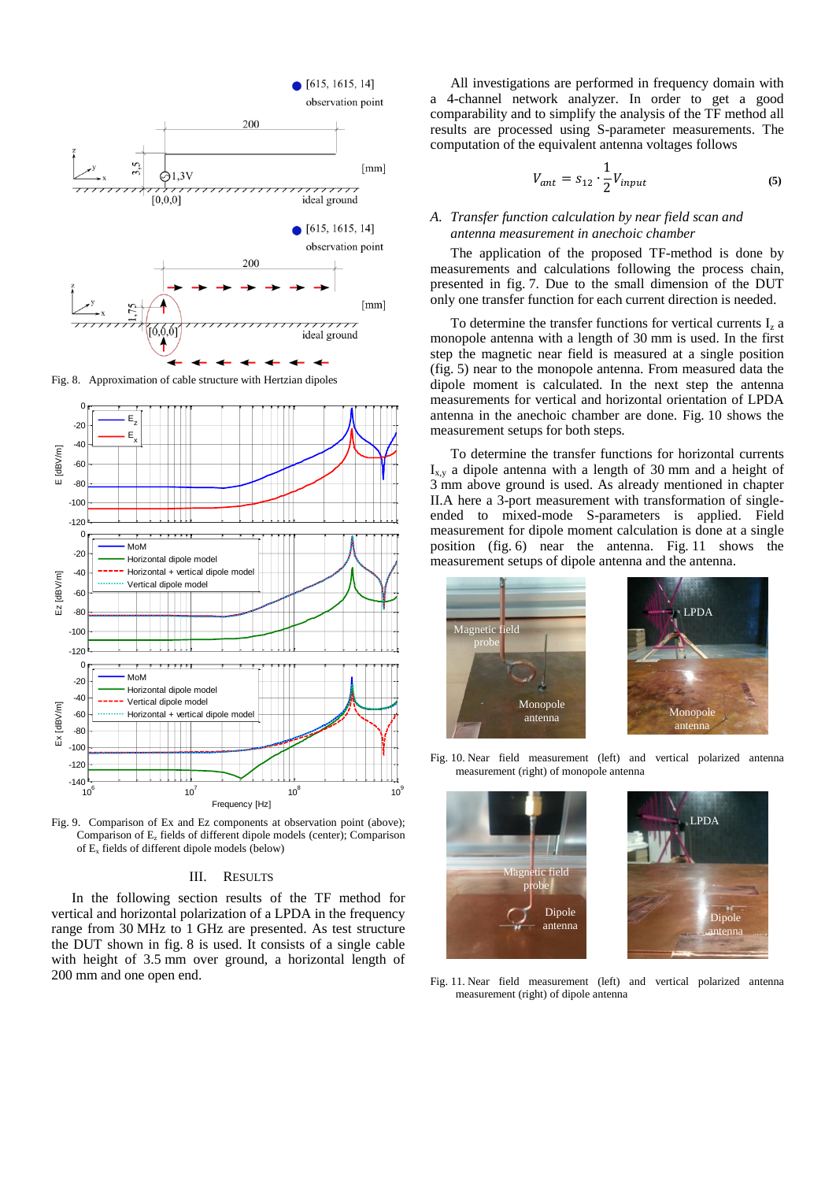Fig. 8. Approximation of cable structure with Hertzian dipoles

Fig. 9. Comparison of Ex and Ez components at observation point (above); Comparison of $E_z$ fields of different dipole models (center); Comparison of $E_x$ fields of different dipole models (below)

## III. RESULTS

In the following section results of the TF method for vertical and horizontal polarization of a LPDA in the frequency range from 30 MHz to 1 GHz are presented. As test structure the DUT shown in fig. 8 is used. It consists of a single cable with height of 3.5 mm over ground, a horizontal length of 200 mm and one open end.

All investigations are performed in frequency domain with a 4-channel network analyzer. In order to get a good comparability and to simplify the analysis of the TF method all results are processed using S-parameter measurements. The computation of the equivalent antenna voltages follows

$$V_{ant} = s_{12} \cdot \frac{1}{2} V_{input} \tag{5}$$

### *A. Transfer function calculation by near field scan and antenna measurement in anechoic chamber*

The application of the proposed TF-method is done by measurements and calculations following the process chain, presented in fig. 7. Due to the small dimension of the DUT only one transfer function for each current direction is needed.

To determine the transfer functions for vertical currents $I_z$ a monopole antenna with a length of 30 mm is used. In the first step the magnetic near field is measured at a single position (fig. 5) near to the monopole antenna. From measured data the dipole moment is calculated. In the next step the antenna measurements for vertical and horizontal orientation of LPDA antenna in the anechoic chamber are done. Fig. 10 shows the measurement setups for both steps.

To determine the transfer functions for horizontal currents $I_{x,y}$ a dipole antenna with a length of 30 mm and a height of 3 mm above ground is used. As already mentioned in chapter II.A here a 3-port measurement with transformation of single-ended to mixed-mode S-parameters is applied. Field measurement for dipole moment calculation is done at a single position (fig. 6) near the antenna. Fig. 11 shows the measurement setups of dipole antenna and the antenna.

Fig. 10. Near field measurement (left) and vertical polarized antenna measurement (right) of monopole antenna

Fig. 11. Near field measurement (left) and vertical polarized antenna measurement (right) of dipole antenna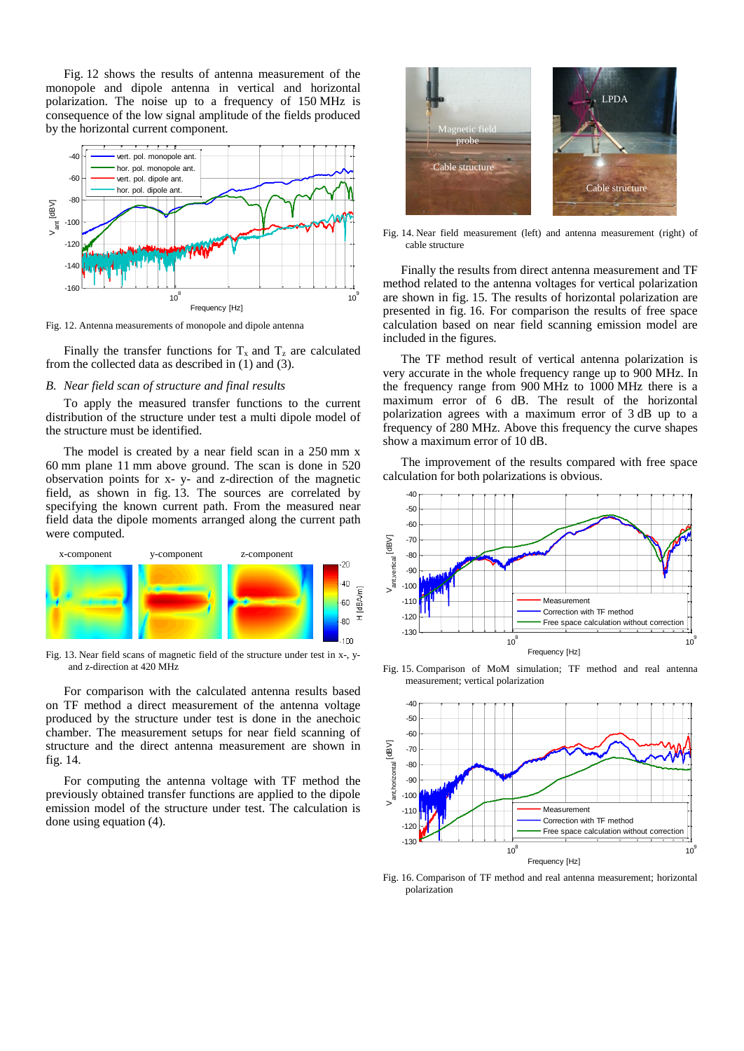Fig. 12 shows the results of antenna measurement of the monopole and dipole antenna in vertical and horizontal polarization. The noise up to a frequency of 150 MHz is consequence of the low signal amplitude of the fields produced by the horizontal current component.

Fig. 12. Antenna measurements of monopole and dipole antenna

Finally the transfer functions for $T_x$ and $T_z$ are calculated from the collected data as described in (1) and (3).

### *B. Near field scan of structure and final results*

To apply the measured transfer functions to the current distribution of the structure under test a multi dipole model of the structure must be identified.

The model is created by a near field scan in a 250 mm x 60 mm plane 11 mm above ground. The scan is done in 520 observation points for x- y- and z-direction of the magnetic field, as shown in fig. 13. The sources are correlated by specifying the known current path. From the measured near field data the dipole moments arranged along the current path were computed.

Fig. 13. Near field scans of magnetic field of the structure under test in x-, y- and z-direction at 420 MHz

For comparison with the calculated antenna results based on TF method a direct measurement of the antenna voltage produced by the structure under test is done in the anechoic chamber. The measurement setups for near field scanning of structure and the direct antenna measurement are shown in fig. 14.

For computing the antenna voltage with TF method the previously obtained transfer functions are applied to the dipole emission model of the structure under test. The calculation is done using equation (4).

Fig. 14. Near field measurement (left) and antenna measurement (right) of cable structure

Finally the results from direct antenna measurement and TF method related to the antenna voltages for vertical polarization are shown in fig. 15. The results of horizontal polarization are presented in fig. 16. For comparison the results of free space calculation based on near field scanning emission model are included in the figures.

The TF method result of vertical antenna polarization is very accurate in the whole frequency range up to 900 MHz. In the frequency range from 900 MHz to 1000 MHz there is a maximum error of 6 dB. The result of the horizontal polarization agrees with a maximum error of 3 dB up to a frequency of 280 MHz. Above this frequency the curve shapes show a maximum error of 10 dB.

The improvement of the results compared with free space calculation for both polarizations is obvious.

Fig. 15. Comparison of MoM simulation; TF method and real antenna measurement; vertical polarization

Fig. 16. Comparison of TF method and real antenna measurement; horizontal polarization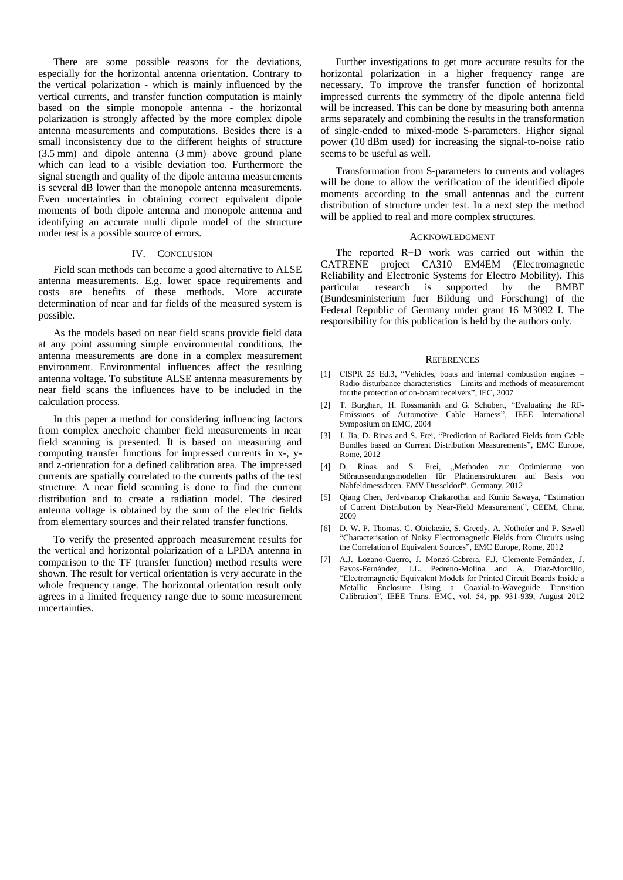There are some possible reasons for the deviations, especially for the horizontal antenna orientation. Contrary to the vertical polarization - which is mainly influenced by the vertical currents, and transfer function computation is mainly based on the simple monopole antenna - the horizontal polarization is strongly affected by the more complex dipole antenna measurements and computations. Besides there is a small inconsistency due to the different heights of structure (3.5 mm) and dipole antenna (3 mm) above ground plane which can lead to a visible deviation too. Furthermore the signal strength and quality of the dipole antenna measurements is several dB lower than the monopole antenna measurements. Even uncertainties in obtaining correct equivalent dipole moments of both dipole antenna and monopole antenna and identifying an accurate multi dipole model of the structure under test is a possible source of errors.

## IV. Conclusion

Field scan methods can become a good alternative to ALSE antenna measurements. E.g. lower space requirements and costs are benefits of these methods. More accurate determination of near and far fields of the measured system is possible.

As the models based on near field scans provide field data at any point assuming simple environmental conditions, the antenna measurements are done in a complex measurement environment. Environmental influences affect the resulting antenna voltage. To substitute ALSE antenna measurements by near field scans the influences have to be included in the calculation process.

In this paper a method for considering influencing factors from complex anechoic chamber field measurements in near field scanning is presented. It is based on measuring and computing transfer functions for impressed currents in x-, y- and z-orientation for a defined calibration area. The impressed currents are spatially correlated to the currents paths of the test structure. A near field scanning is done to find the current distribution and to create a radiation model. The desired antenna voltage is obtained by the sum of the electric fields from elementary sources and their related transfer functions.

To verify the presented approach measurement results for the vertical and horizontal polarization of a LPDA antenna in comparison to the TF (transfer function) method results were shown. The result for vertical orientation is very accurate in the whole frequency range. The horizontal orientation result only agrees in a limited frequency range due to some measurement uncertainties.

Further investigations to get more accurate results for the horizontal polarization in a higher frequency range are necessary. To improve the transfer function of horizontal impressed currents the symmetry of the dipole antenna field will be increased. This can be done by measuring both antenna arms separately and combining the results in the transformation of single-ended to mixed-mode S-parameters. Higher signal power (10 dBm used) for increasing the signal-to-noise ratio seems to be useful as well.

Transformation from S-parameters to currents and voltages will be done to allow the verification of the identified dipole moments according to the small antennas and the current distribution of structure under test. In a next step the method will be applied to real and more complex structures.

## Acknowledgment

The reported R+D work was carried out within the CATRENE project CA310 EM4EM (Electromagnetic Reliability and Electronic Systems for Electro Mobility). This particular research is supported by the BMBF (Bundesministerium fuer Bildung und Forschung) of the Federal Republic of Germany under grant 16 M3092 I. The responsibility for this publication is held by the authors only.

## References

[1] CISPR 25 Ed.3, "Vehicles, boats and internal combustion engines – Radio disturbance characteristics – Limits and methods of measurement for the protection of on-board receivers", IEC, 2007

[2] T. Burghart, H. Rossmanith and G. Schubert, "Evaluating the RF-Emissions of Automotive Cable Harness", IEEE International Symposium on EMC, 2004

[3] J. Jia, D. Rinas and S. Frei, "Prediction of Radiated Fields from Cable Bundles based on Current Distribution Measurements", EMC Europe, Rome, 2012

[4] D. Rinas and S. Frei, „Methoden zur Optimierung von Störaussendungsmodellen für Platinenstrukturen auf Basis von Nahfeldmessdaten. EMV Düsseldorf", Germany, 2012

[5] Qiang Chen, Jerdvisanop Chakarothai and Kunio Sawaya, "Estimation of Current Distribution by Near-Field Measurement", CEEM, China, 2009

[6] D. W. P. Thomas, C. Obiekezie, S. Greedy, A. Nothofer and P. Sewell "Characterisation of Noisy Electromagnetic Fields from Circuits using the Correlation of Equivalent Sources", EMC Europe, Rome, 2012

[7] A.J. Lozano-Guerro, J. Monzó-Cabrera, F.J. Clemente-Fernández, J. Fayos-Fernández, J.L. Pedreno-Molina and A. Diaz-Morcillo, "Electromagnetic Equivalent Models for Printed Circuit Boards Inside a Metallic Enclosure Using a Coaxial-to-Waveguide Transition Calibration", IEEE Trans. EMC, vol. 54, pp. 931-939, August 2012